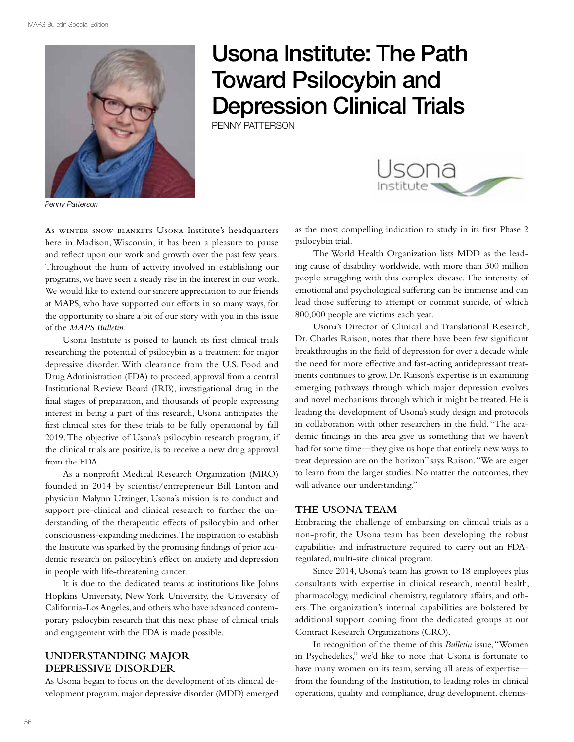# Usona Institute: The Path Toward Psilocybin and Depression Clinical Trials

PENNY PATTERSON

*Penny Patterson*

As winter snow blankets Usona Institute's headquarters here in Madison, Wisconsin, it has been a pleasure to pause and reflect upon our work and growth over the past few years. Throughout the hum of activity involved in establishing our programs, we have seen a steady rise in the interest in our work. We would like to extend our sincere appreciation to our friends at MAPS, who have supported our efforts in so many ways, for the opportunity to share a bit of our story with you in this issue of the *MAPS Bulletin*.

Usona Institute is poised to launch its first clinical trials researching the potential of psilocybin as a treatment for major depressive disorder. With clearance from the U.S. Food and Drug Administration (FDA) to proceed, approval from a central Institutional Review Board (IRB), investigational drug in the final stages of preparation, and thousands of people expressing interest in being a part of this research, Usona anticipates the first clinical sites for these trials to be fully operational by fall 2019. The objective of Usona's psilocybin research program, if the clinical trials are positive, is to receive a new drug approval from the FDA.

As a nonprofit Medical Research Organization (MRO) founded in 2014 by scientist/entrepreneur Bill Linton and physician Malynn Utzinger, Usona's mission is to conduct and support pre-clinical and clinical research to further the understanding of the therapeutic effects of psilocybin and other consciousness-expanding medicines. The inspiration to establish the Institute was sparked by the promising findings of prior academic research on psilocybin's effect on anxiety and depression in people with life-threatening cancer.

It is due to the dedicated teams at institutions like Johns Hopkins University, New York University, the University of California-Los Angeles, and others who have advanced contemporary psilocybin research that this next phase of clinical trials and engagement with the FDA is made possible.

## Understanding Major Depressive Disorder

As Usona began to focus on the development of its clinical development program, major depressive disorder (MDD) emerged as the most compelling indication to study in its first Phase 2 psilocybin trial.

The World Health Organization lists MDD as the leading cause of disability worldwide, with more than 300 million people struggling with this complex disease. The intensity of emotional and psychological suffering can be immense and can lead those suffering to attempt or commit suicide, of which 800,000 people are victims each year.

Usona's Director of Clinical and Translational Research, Dr. Charles Raison, notes that there have been few significant breakthroughs in the field of depression for over a decade while the need for more effective and fast-acting antidepressant treatments continues to grow. Dr. Raison's expertise is in examining emerging pathways through which major depression evolves and novel mechanisms through which it might be treated. He is leading the development of Usona's study design and protocols in collaboration with other researchers in the field. "The academic findings in this area give us something that we haven't had for some time—they give us hope that entirely new ways to treat depression are on the horizon" says Raison. "We are eager to learn from the larger studies. No matter the outcomes, they will advance our understanding."

## The Usona Team

Embracing the challenge of embarking on clinical trials as a non-profit, the Usona team has been developing the robust capabilities and infrastructure required to carry out an FDA-regulated, multi-site clinical program.

Since 2014, Usona's team has grown to 18 employees plus consultants with expertise in clinical research, mental health, pharmacology, medicinal chemistry, regulatory affairs, and others. The organization's internal capabilities are bolstered by additional support coming from the dedicated groups at our Contract Research Organizations (CRO).

In recognition of the theme of this *Bulletin* issue, "Women in Psychedelics," we'd like to note that Usona is fortunate to have many women on its team, serving all areas of expertise—from the founding of the Institution, to leading roles in clinical operations, quality and compliance, drug development, chemis-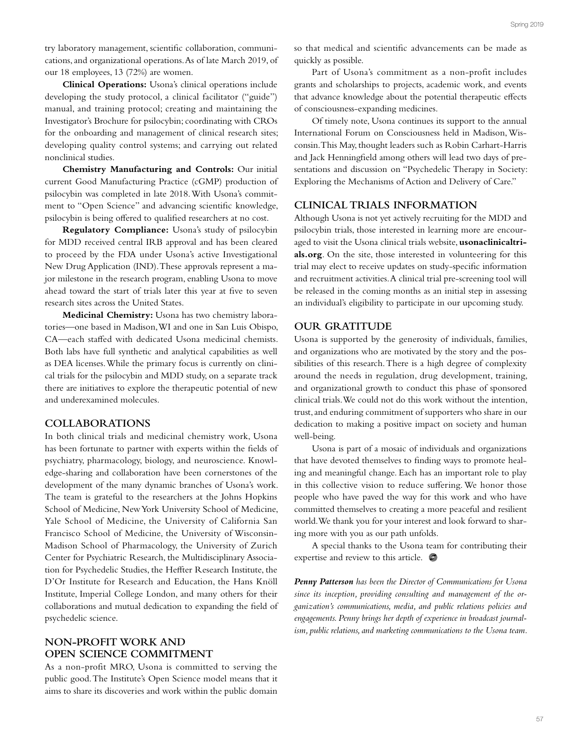try laboratory management, scientific collaboration, communications, and organizational operations. As of late March 2019, of our 18 employees, 13 (72%) are women.

**Clinical Operations:** Usona's clinical operations include developing the study protocol, a clinical facilitator ("guide") manual, and training protocol; creating and maintaining the Investigator's Brochure for psilocybin; coordinating with CROs for the onboarding and management of clinical research sites; developing quality control systems; and carrying out related nonclinical studies.

**Chemistry Manufacturing and Controls:** Our initial current Good Manufacturing Practice (cGMP) production of psilocybin was completed in late 2018. With Usona's commitment to "Open Science" and advancing scientific knowledge, psilocybin is being offered to qualified researchers at no cost.

**Regulatory Compliance:** Usona's study of psilocybin for MDD received central IRB approval and has been cleared to proceed by the FDA under Usona's active Investigational New Drug Application (IND). These approvals represent a major milestone in the research program, enabling Usona to move ahead toward the start of trials later this year at five to seven research sites across the United States.

**Medicinal Chemistry:** Usona has two chemistry laboratories—one based in Madison, WI and one in San Luis Obispo, CA—each staffed with dedicated Usona medicinal chemists. Both labs have full synthetic and analytical capabilities as well as DEA licenses. While the primary focus is currently on clinical trials for the psilocybin and MDD study, on a separate track there are initiatives to explore the therapeutic potential of new and underexamined molecules.

## COLLABORATIONS

In both clinical trials and medicinal chemistry work, Usona has been fortunate to partner with experts within the fields of psychiatry, pharmacology, biology, and neuroscience. Knowledge-sharing and collaboration have been cornerstones of the development of the many dynamic branches of Usona's work. The team is grateful to the researchers at the Johns Hopkins School of Medicine, New York University School of Medicine, Yale School of Medicine, the University of California San Francisco School of Medicine, the University of Wisconsin-Madison School of Pharmacology, the University of Zurich Center for Psychiatric Research, the Multidisciplinary Association for Psychedelic Studies, the Heffter Research Institute, the D'Or Institute for Research and Education, the Hans Knöll Institute, Imperial College London, and many others for their collaborations and mutual dedication to expanding the field of psychedelic science.

## NON-PROFIT WORK AND OPEN SCIENCE COMMITMENT

As a non-profit MRO, Usona is committed to serving the public good. The Institute's Open Science model means that it aims to share its discoveries and work within the public domain so that medical and scientific advancements can be made as quickly as possible.

Part of Usona's commitment as a non-profit includes grants and scholarships to projects, academic work, and events that advance knowledge about the potential therapeutic effects of consciousness-expanding medicines.

Of timely note, Usona continues its support to the annual International Forum on Consciousness held in Madison, Wisconsin. This May, thought leaders such as Robin Carhart-Harris and Jack Henningfield among others will lead two days of presentations and discussion on "Psychedelic Therapy in Society: Exploring the Mechanisms of Action and Delivery of Care."

## CLINICAL TRIALS INFORMATION

Although Usona is not yet actively recruiting for the MDD and psilocybin trials, those interested in learning more are encouraged to visit the Usona clinical trials website, **usonaclinicaltrials.org**. On the site, those interested in volunteering for this trial may elect to receive updates on study-specific information and recruitment activities. A clinical trial pre-screening tool will be released in the coming months as an initial step in assessing an individual's eligibility to participate in our upcoming study.

## OUR GRATITUDE

Usona is supported by the generosity of individuals, families, and organizations who are motivated by the story and the possibilities of this research. There is a high degree of complexity around the needs in regulation, drug development, training, and organizational growth to conduct this phase of sponsored clinical trials. We could not do this work without the intention, trust, and enduring commitment of supporters who share in our dedication to making a positive impact on society and human well-being.

Usona is part of a mosaic of individuals and organizations that have devoted themselves to finding ways to promote healing and meaningful change. Each has an important role to play in this collective vision to reduce suffering. We honor those people who have paved the way for this work and who have committed themselves to creating a more peaceful and resilient world. We thank you for your interest and look forward to sharing more with you as our path unfolds.

A special thanks to the Usona team for contributing their expertise and review to this article.

***Penny Patterson** has been the Director of Communications for Usona since its inception, providing consulting and management of the organization's communications, media, and public relations policies and engagements. Penny brings her depth of experience in broadcast journalism, public relations, and marketing communications to the Usona team.*